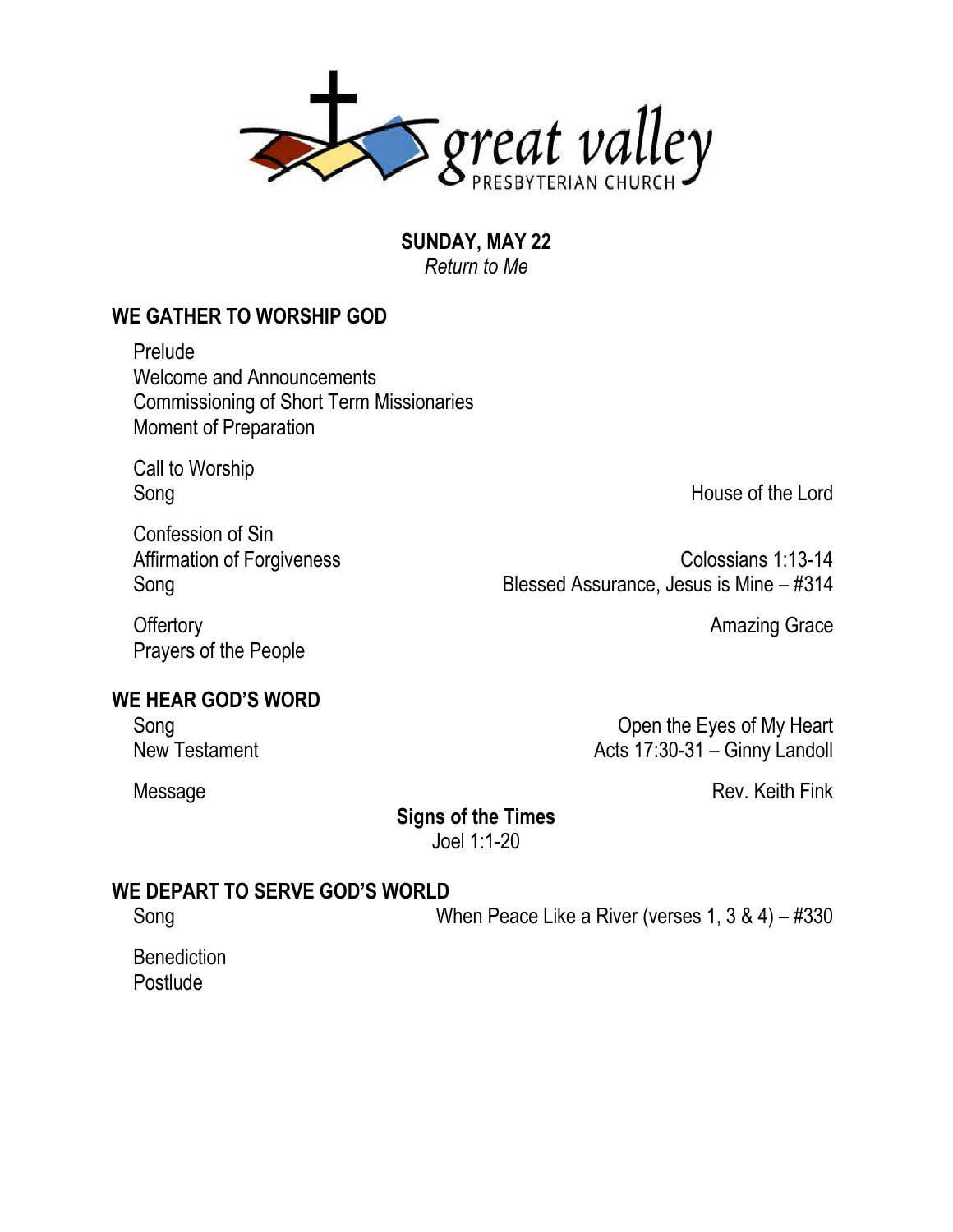great valley
PRESBYTERIAN CHURCH

**SUNDAY, MAY 22**
*Return to Me*

## WE GATHER TO WORSHIP GOD

Prelude
Welcome and Announcements
Commissioning of Short Term Missionaries
Moment of Preparation

Call to Worship
Song — House of the Lord

Confession of Sin
Affirmation of Forgiveness — Colossians 1:13-14
Song — Blessed Assurance, Jesus is Mine – #314

Offertory — Amazing Grace
Prayers of the People

## WE HEAR GOD'S WORD

Song — Open the Eyes of My Heart
New Testament — Acts 17:30-31 – Ginny Landoll

Message — Rev. Keith Fink

**Signs of the Times**
Joel 1:1-20

## WE DEPART TO SERVE GOD'S WORLD

Song — When Peace Like a River (verses 1, 3 & 4) – #330

Benediction
Postlude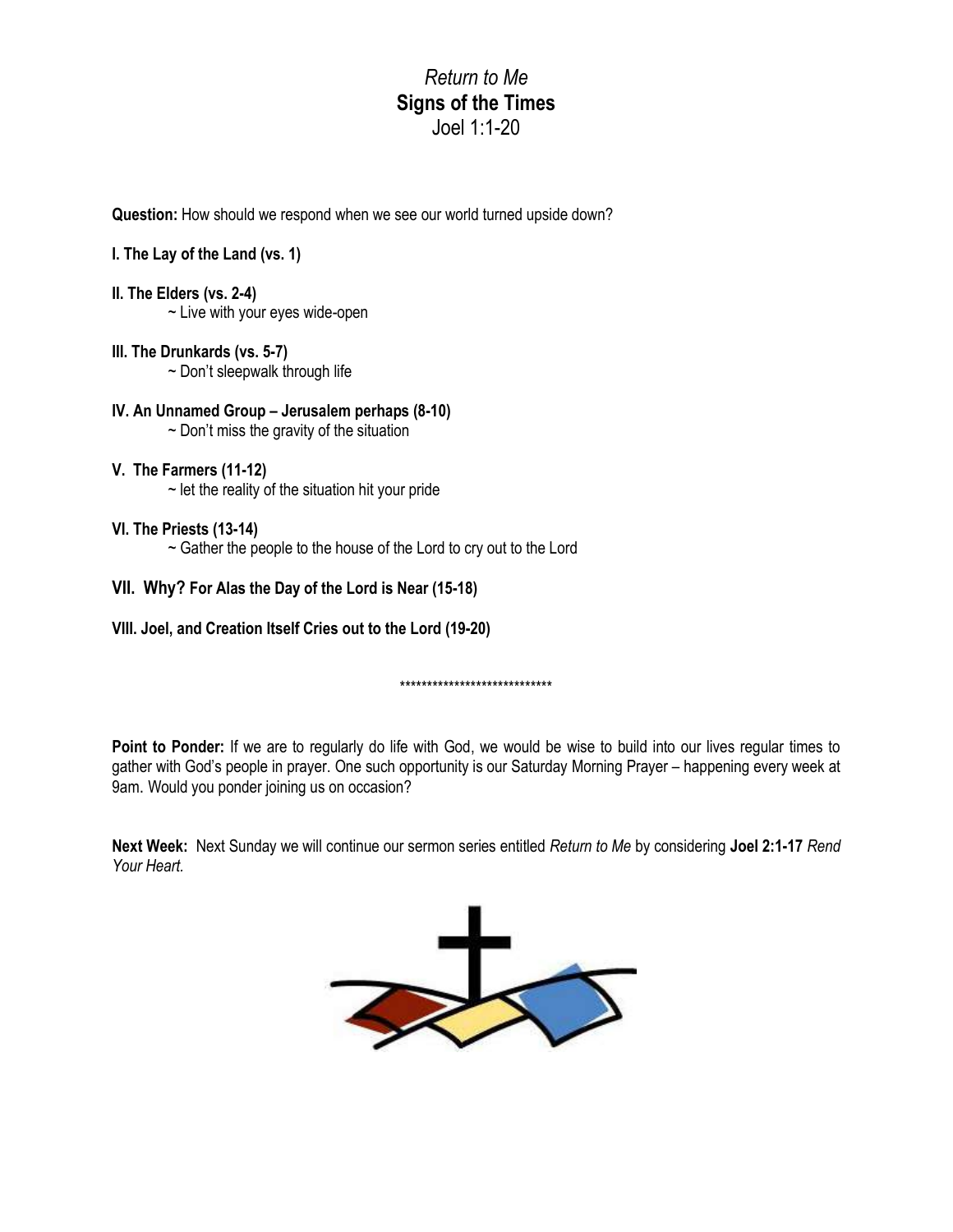*Return to Me*

**Signs of the Times**

Joel 1:1-20

**Question:** How should we respond when we see our world turned upside down?

**I. The Lay of the Land (vs. 1)**

**II. The Elders (vs. 2-4)**

~ Live with your eyes wide-open

**III. The Drunkards (vs. 5-7)**

~ Don't sleepwalk through life

**IV. An Unnamed Group – Jerusalem perhaps (8-10)**

~ Don't miss the gravity of the situation

**V. The Farmers (11-12)**

~ let the reality of the situation hit your pride

**VI. The Priests (13-14)**

~ Gather the people to the house of the Lord to cry out to the Lord

**VII. Why? For Alas the Day of the Lord is Near (15-18)**

**VIII. Joel, and Creation Itself Cries out to the Lord (19-20)**

****************************

**Point to Ponder:** If we are to regularly do life with God, we would be wise to build into our lives regular times to gather with God's people in prayer. One such opportunity is our Saturday Morning Prayer – happening every week at 9am. Would you ponder joining us on occasion?

**Next Week:** Next Sunday we will continue our sermon series entitled *Return to Me* by considering **Joel 2:1-17** *Rend Your Heart.*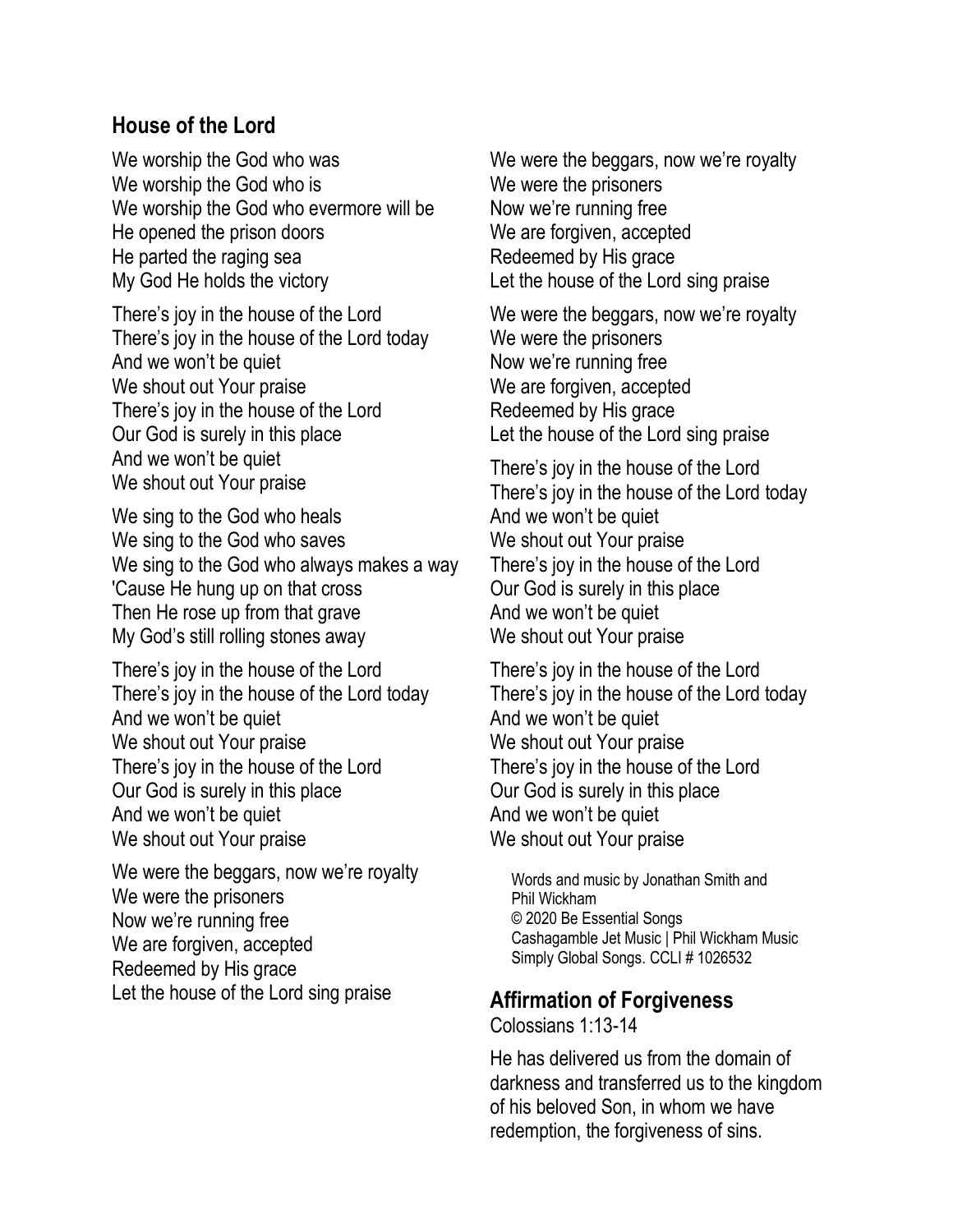## House of the Lord

We worship the God who was
We worship the God who is
We worship the God who evermore will be
He opened the prison doors
He parted the raging sea
My God He holds the victory

There's joy in the house of the Lord
There's joy in the house of the Lord today
And we won't be quiet
We shout out Your praise
There's joy in the house of the Lord
Our God is surely in this place
And we won't be quiet
We shout out Your praise

We sing to the God who heals
We sing to the God who saves
We sing to the God who always makes a way
'Cause He hung up on that cross
Then He rose up from that grave
My God's still rolling stones away

There's joy in the house of the Lord
There's joy in the house of the Lord today
And we won't be quiet
We shout out Your praise
There's joy in the house of the Lord
Our God is surely in this place
And we won't be quiet
We shout out Your praise

We were the beggars, now we're royalty
We were the prisoners
Now we're running free
We are forgiven, accepted
Redeemed by His grace
Let the house of the Lord sing praise

We were the beggars, now we're royalty
We were the prisoners
Now we're running free
We are forgiven, accepted
Redeemed by His grace
Let the house of the Lord sing praise

We were the beggars, now we're royalty
We were the prisoners
Now we're running free
We are forgiven, accepted
Redeemed by His grace
Let the house of the Lord sing praise

There's joy in the house of the Lord
There's joy in the house of the Lord today
And we won't be quiet
We shout out Your praise
There's joy in the house of the Lord
Our God is surely in this place
And we won't be quiet
We shout out Your praise

There's joy in the house of the Lord
There's joy in the house of the Lord today
And we won't be quiet
We shout out Your praise
There's joy in the house of the Lord
Our God is surely in this place
And we won't be quiet
We shout out Your praise

Words and music by Jonathan Smith and Phil Wickham
© 2020 Be Essential Songs
Cashagamble Jet Music | Phil Wickham Music
Simply Global Songs. CCLI # 1026532

## Affirmation of Forgiveness

Colossians 1:13-14

He has delivered us from the domain of darkness and transferred us to the kingdom of his beloved Son, in whom we have redemption, the forgiveness of sins.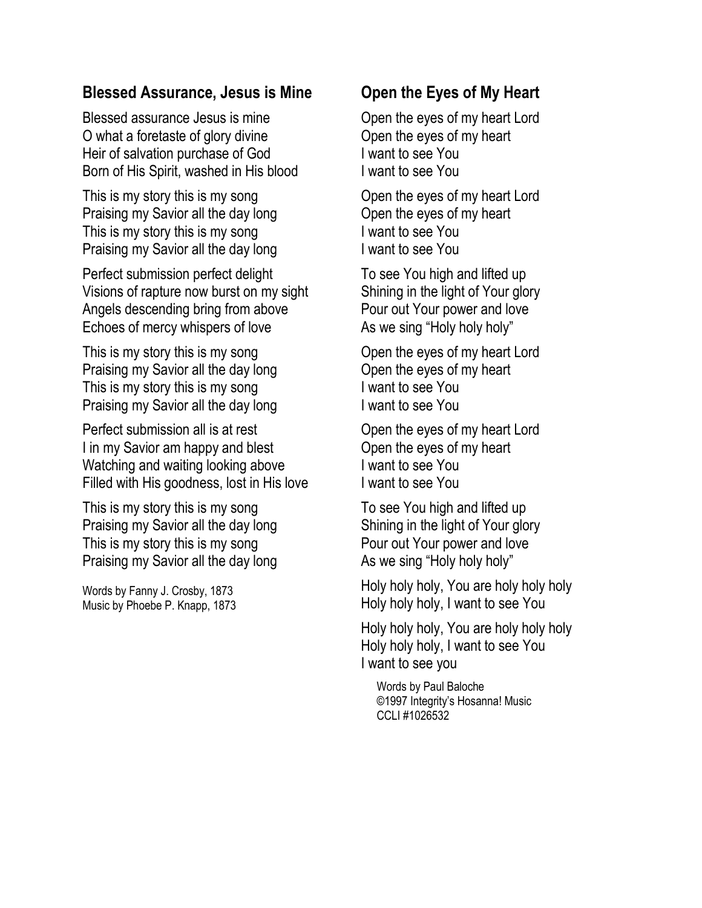## Blessed Assurance, Jesus is Mine

Blessed assurance Jesus is mine
O what a foretaste of glory divine
Heir of salvation purchase of God
Born of His Spirit, washed in His blood

This is my story this is my song
Praising my Savior all the day long
This is my story this is my song
Praising my Savior all the day long

Perfect submission perfect delight
Visions of rapture now burst on my sight
Angels descending bring from above
Echoes of mercy whispers of love

This is my story this is my song
Praising my Savior all the day long
This is my story this is my song
Praising my Savior all the day long

Perfect submission all is at rest
I in my Savior am happy and blest
Watching and waiting looking above
Filled with His goodness, lost in His love

This is my story this is my song
Praising my Savior all the day long
This is my story this is my song
Praising my Savior all the day long

Words by Fanny J. Crosby, 1873
Music by Phoebe P. Knapp, 1873

## Open the Eyes of My Heart

Open the eyes of my heart Lord
Open the eyes of my heart
I want to see You
I want to see You

Open the eyes of my heart Lord
Open the eyes of my heart
I want to see You
I want to see You

To see You high and lifted up
Shining in the light of Your glory
Pour out Your power and love
As we sing "Holy holy holy"

Open the eyes of my heart Lord
Open the eyes of my heart
I want to see You
I want to see You

Open the eyes of my heart Lord
Open the eyes of my heart
I want to see You
I want to see You

To see You high and lifted up
Shining in the light of Your glory
Pour out Your power and love
As we sing "Holy holy holy"

Holy holy holy, You are holy holy holy
Holy holy holy, I want to see You

Holy holy holy, You are holy holy holy
Holy holy holy, I want to see You
I want to see you

Words by Paul Baloche
©1997 Integrity's Hosanna! Music
CCLI #1026532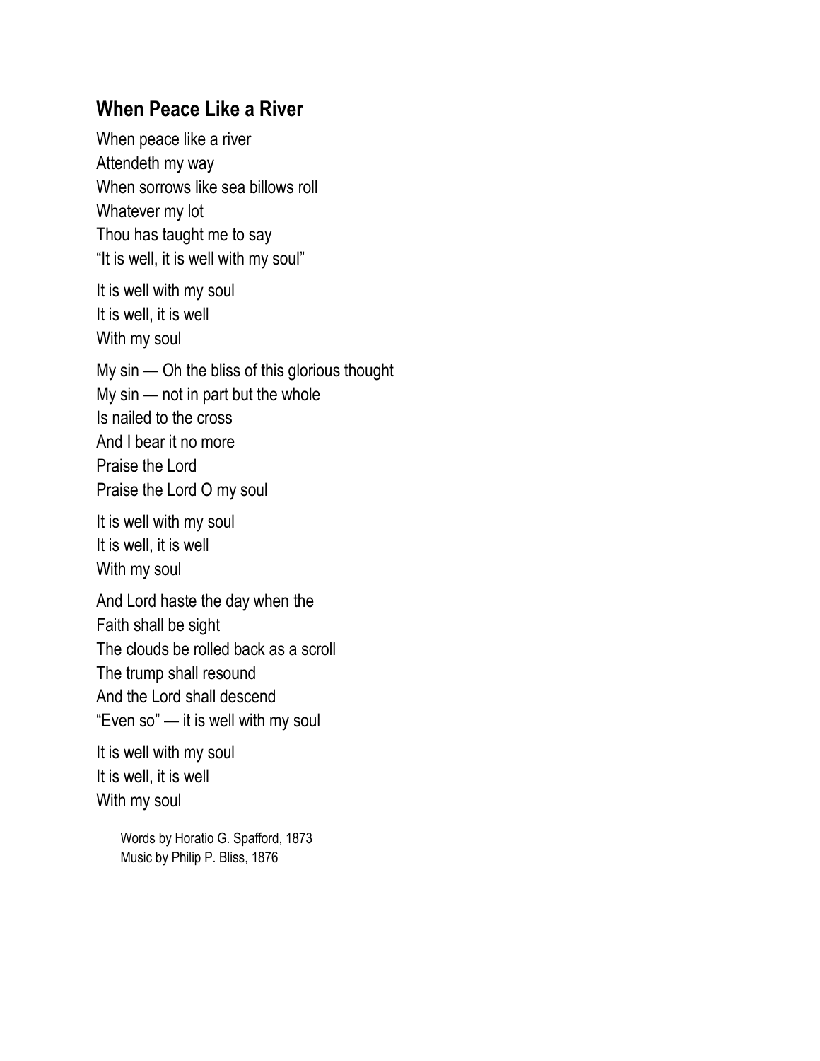## When Peace Like a River

When peace like a river
Attendeth my way
When sorrows like sea billows roll
Whatever my lot
Thou has taught me to say
"It is well, it is well with my soul"

It is well with my soul
It is well, it is well
With my soul

My sin — Oh the bliss of this glorious thought
My sin — not in part but the whole
Is nailed to the cross
And I bear it no more
Praise the Lord
Praise the Lord O my soul

It is well with my soul
It is well, it is well
With my soul

And Lord haste the day when the
Faith shall be sight
The clouds be rolled back as a scroll
The trump shall resound
And the Lord shall descend
"Even so" — it is well with my soul

It is well with my soul
It is well, it is well
With my soul

Words by Horatio G. Spafford, 1873
Music by Philip P. Bliss, 1876